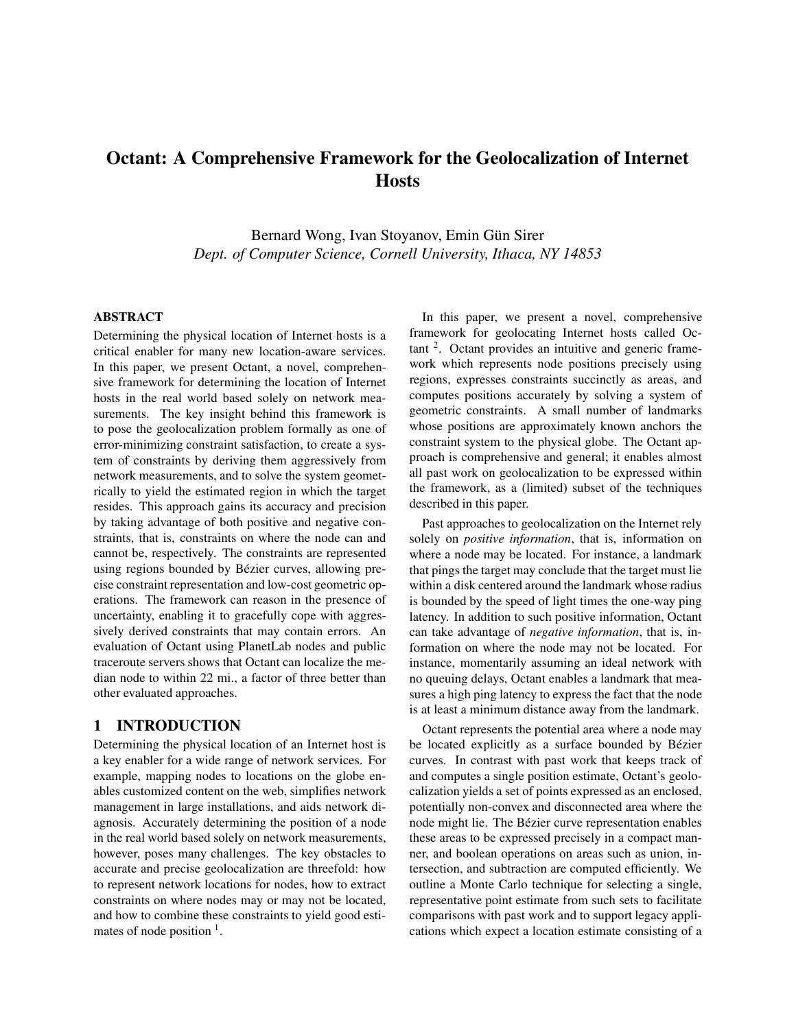# Octant: A Comprehensive Framework for the Geolocalization of Internet Hosts

Bernard Wong, Ivan Stoyanov, Emin Gün Sirer
*Dept. of Computer Science, Cornell University, Ithaca, NY 14853*

## ABSTRACT

Determining the physical location of Internet hosts is a critical enabler for many new location-aware services. In this paper, we present Octant, a novel, comprehensive framework for determining the location of Internet hosts in the real world based solely on network measurements. The key insight behind this framework is to pose the geolocalization problem formally as one of error-minimizing constraint satisfaction, to create a system of constraints by deriving them aggressively from network measurements, and to solve the system geometrically to yield the estimated region in which the target resides. This approach gains its accuracy and precision by taking advantage of both positive and negative constraints, that is, constraints on where the node can and cannot be, respectively. The constraints are represented using regions bounded by Bézier curves, allowing precise constraint representation and low-cost geometric operations. The framework can reason in the presence of uncertainty, enabling it to gracefully cope with aggressively derived constraints that may contain errors. An evaluation of Octant using PlanetLab nodes and public traceroute servers shows that Octant can localize the median node to within 22 mi., a factor of three better than other evaluated approaches.

## 1 INTRODUCTION

Determining the physical location of an Internet host is a key enabler for a wide range of network services. For example, mapping nodes to locations on the globe enables customized content on the web, simplifies network management in large installations, and aids network diagnosis. Accurately determining the position of a node in the real world based solely on network measurements, however, poses many challenges. The key obstacles to accurate and precise geolocalization are threefold: how to represent network locations for nodes, how to extract constraints on where nodes may or may not be located, and how to combine these constraints to yield good estimates of node position [1].

In this paper, we present a novel, comprehensive framework for geolocating Internet hosts called Octant [2]. Octant provides an intuitive and generic framework which represents node positions precisely using regions, expresses constraints succinctly as areas, and computes positions accurately by solving a system of geometric constraints. A small number of landmarks whose positions are approximately known anchors the constraint system to the physical globe. The Octant approach is comprehensive and general; it enables almost all past work on geolocalization to be expressed within the framework, as a (limited) subset of the techniques described in this paper.

Past approaches to geolocalization on the Internet rely solely on *positive information*, that is, information on where a node may be located. For instance, a landmark that pings the target may conclude that the target must lie within a disk centered around the landmark whose radius is bounded by the speed of light times the one-way ping latency. In addition to such positive information, Octant can take advantage of *negative information*, that is, information on where the node may not be located. For instance, momentarily assuming an ideal network with no queuing delays, Octant enables a landmark that measures a high ping latency to express the fact that the node is at least a minimum distance away from the landmark.

Octant represents the potential area where a node may be located explicitly as a surface bounded by Bézier curves. In contrast with past work that keeps track of and computes a single position estimate, Octant's geolocalization yields a set of points expressed as an enclosed, potentially non-convex and disconnected area where the node might lie. The Bézier curve representation enables these areas to be expressed precisely in a compact manner, and boolean operations on areas such as union, intersection, and subtraction are computed efficiently. We outline a Monte Carlo technique for selecting a single, representative point estimate from such sets to facilitate comparisons with past work and to support legacy applications which expect a location estimate consisting of a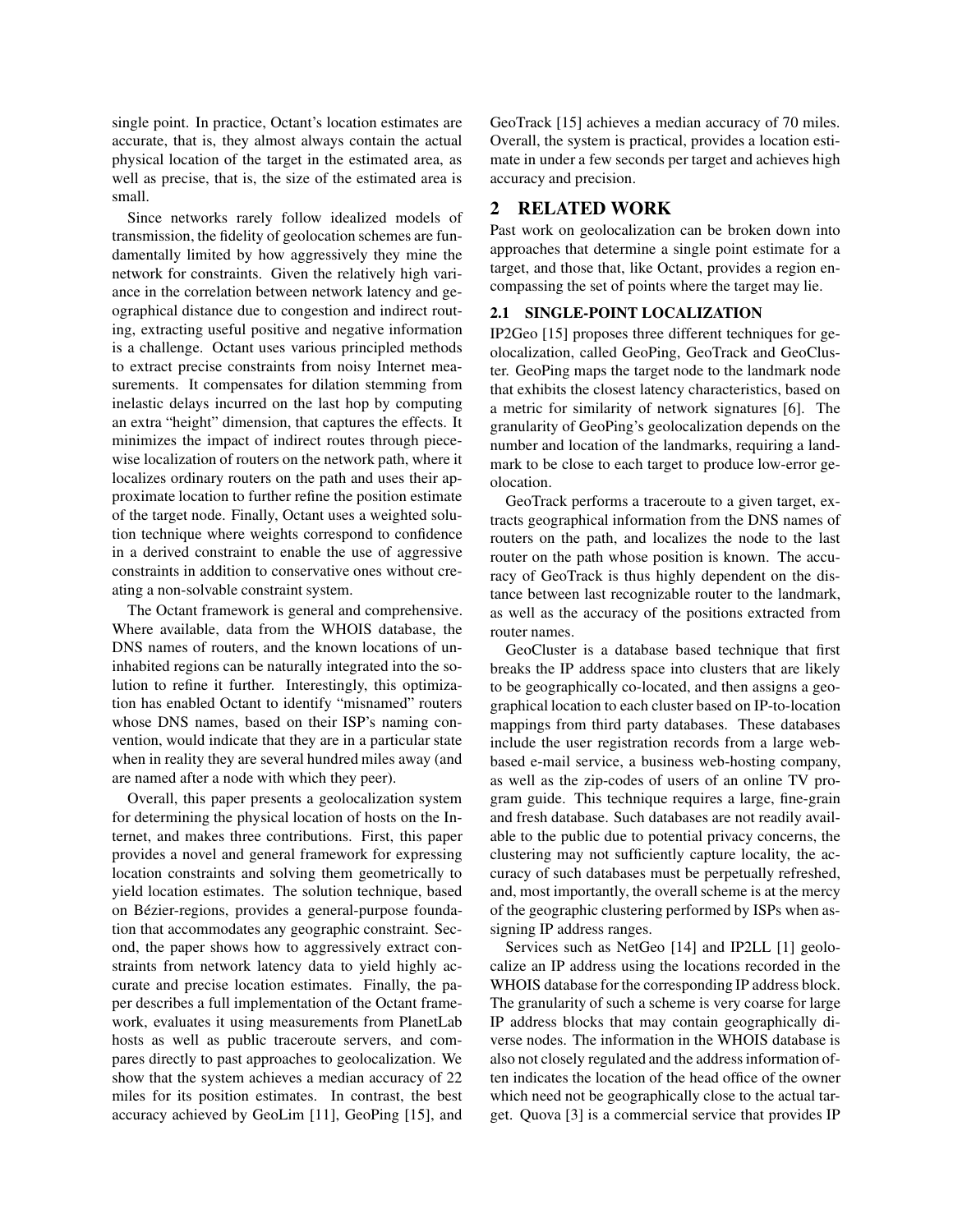single point. In practice, Octant's location estimates are accurate, that is, they almost always contain the actual physical location of the target in the estimated area, as well as precise, that is, the size of the estimated area is small.

Since networks rarely follow idealized models of transmission, the fidelity of geolocation schemes are fundamentally limited by how aggressively they mine the network for constraints. Given the relatively high variance in the correlation between network latency and geographical distance due to congestion and indirect routing, extracting useful positive and negative information is a challenge. Octant uses various principled methods to extract precise constraints from noisy Internet measurements. It compensates for dilation stemming from inelastic delays incurred on the last hop by computing an extra "height" dimension, that captures the effects. It minimizes the impact of indirect routes through piecewise localization of routers on the network path, where it localizes ordinary routers on the path and uses their approximate location to further refine the position estimate of the target node. Finally, Octant uses a weighted solution technique where weights correspond to confidence in a derived constraint to enable the use of aggressive constraints in addition to conservative ones without creating a non-solvable constraint system.

The Octant framework is general and comprehensive. Where available, data from the WHOIS database, the DNS names of routers, and the known locations of uninhabited regions can be naturally integrated into the solution to refine it further. Interestingly, this optimization has enabled Octant to identify "misnamed" routers whose DNS names, based on their ISP's naming convention, would indicate that they are in a particular state when in reality they are several hundred miles away (and are named after a node with which they peer).

Overall, this paper presents a geolocalization system for determining the physical location of hosts on the Internet, and makes three contributions. First, this paper provides a novel and general framework for expressing location constraints and solving them geometrically to yield location estimates. The solution technique, based on Bézier-regions, provides a general-purpose foundation that accommodates any geographic constraint. Second, the paper shows how to aggressively extract constraints from network latency data to yield highly accurate and precise location estimates. Finally, the paper describes a full implementation of the Octant framework, evaluates it using measurements from PlanetLab hosts as well as public traceroute servers, and compares directly to past approaches to geolocalization. We show that the system achieves a median accuracy of 22 miles for its position estimates. In contrast, the best accuracy achieved by GeoLim [11], GeoPing [15], and GeoTrack [15] achieves a median accuracy of 70 miles. Overall, the system is practical, provides a location estimate in under a few seconds per target and achieves high accuracy and precision.

## 2 RELATED WORK

Past work on geolocalization can be broken down into approaches that determine a single point estimate for a target, and those that, like Octant, provides a region encompassing the set of points where the target may lie.

### 2.1 SINGLE-POINT LOCALIZATION

IP2Geo [15] proposes three different techniques for geolocalization, called GeoPing, GeoTrack and GeoCluster. GeoPing maps the target node to the landmark node that exhibits the closest latency characteristics, based on a metric for similarity of network signatures [6]. The granularity of GeoPing's geolocalization depends on the number and location of the landmarks, requiring a landmark to be close to each target to produce low-error geolocation.

GeoTrack performs a traceroute to a given target, extracts geographical information from the DNS names of routers on the path, and localizes the node to the last router on the path whose position is known. The accuracy of GeoTrack is thus highly dependent on the distance between last recognizable router to the landmark, as well as the accuracy of the positions extracted from router names.

GeoCluster is a database based technique that first breaks the IP address space into clusters that are likely to be geographically co-located, and then assigns a geographical location to each cluster based on IP-to-location mappings from third party databases. These databases include the user registration records from a large web-based e-mail service, a business web-hosting company, as well as the zip-codes of users of an online TV program guide. This technique requires a large, fine-grain and fresh database. Such databases are not readily available to the public due to potential privacy concerns, the clustering may not sufficiently capture locality, the accuracy of such databases must be perpetually refreshed, and, most importantly, the overall scheme is at the mercy of the geographic clustering performed by ISPs when assigning IP address ranges.

Services such as NetGeo [14] and IP2LL [1] geolocalize an IP address using the locations recorded in the WHOIS database for the corresponding IP address block. The granularity of such a scheme is very coarse for large IP address blocks that may contain geographically diverse nodes. The information in the WHOIS database is also not closely regulated and the address information often indicates the location of the head office of the owner which need not be geographically close to the actual target. Quova [3] is a commercial service that provides IP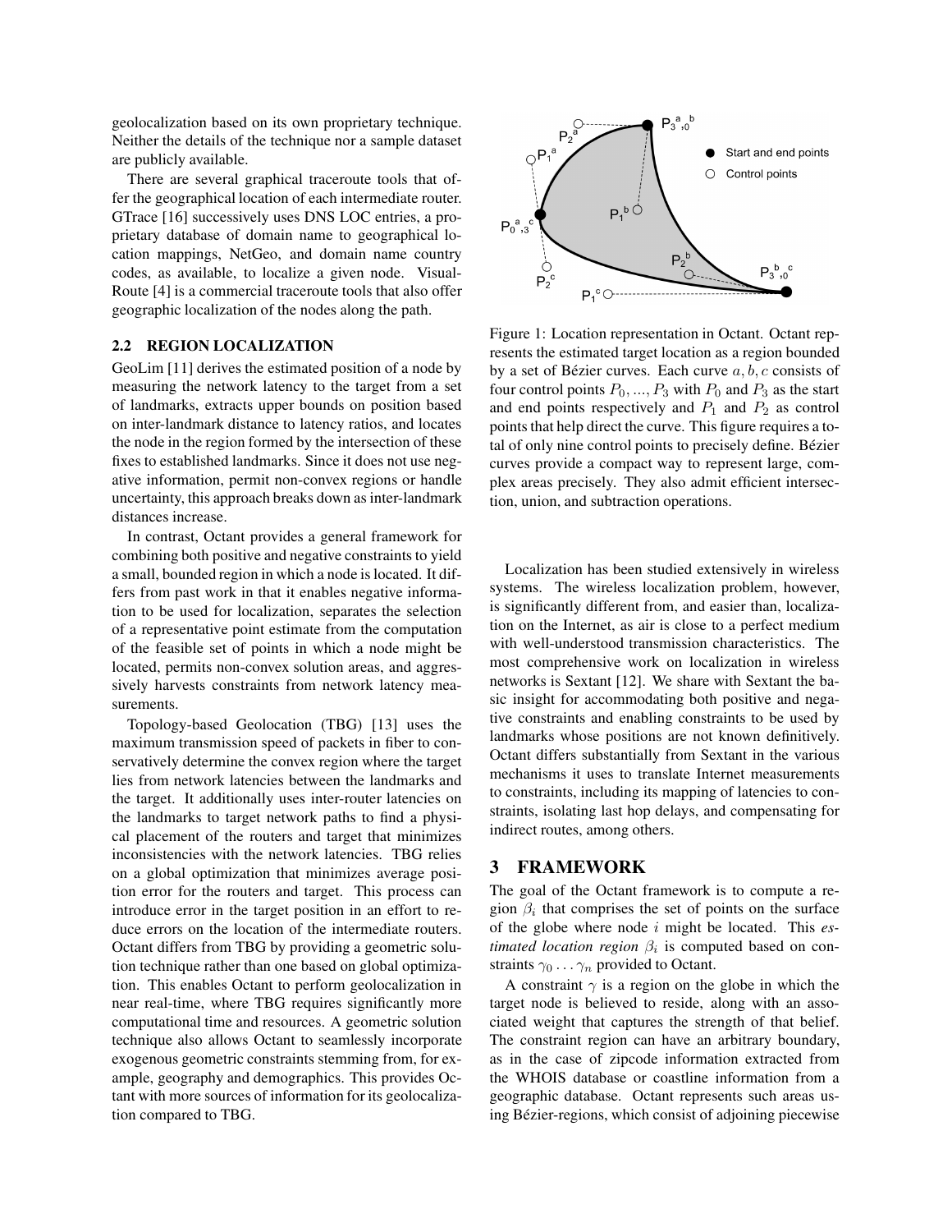geolocalization based on its own proprietary technique. Neither the details of the technique nor a sample dataset are publicly available.

There are several graphical traceroute tools that offer the geographical location of each intermediate router. GTrace [16] successively uses DNS LOC entries, a proprietary database of domain name to geographical location mappings, NetGeo, and domain name country codes, as available, to localize a given node. VisualRoute [4] is a commercial traceroute tools that also offer geographic localization of the nodes along the path.

### 2.2 REGION LOCALIZATION

GeoLim [11] derives the estimated position of a node by measuring the network latency to the target from a set of landmarks, extracts upper bounds on position based on inter-landmark distance to latency ratios, and locates the node in the region formed by the intersection of these fixes to established landmarks. Since it does not use negative information, permit non-convex regions or handle uncertainty, this approach breaks down as inter-landmark distances increase.

In contrast, Octant provides a general framework for combining both positive and negative constraints to yield a small, bounded region in which a node is located. It differs from past work in that it enables negative information to be used for localization, separates the selection of a representative point estimate from the computation of the feasible set of points in which a node might be located, permits non-convex solution areas, and aggressively harvests constraints from network latency measurements.

Topology-based Geolocation (TBG) [13] uses the maximum transmission speed of packets in fiber to conservatively determine the convex region where the target lies from network latencies between the landmarks and the target. It additionally uses inter-router latencies on the landmarks to target network paths to find a physical placement of the routers and target that minimizes inconsistencies with the network latencies. TBG relies on a global optimization that minimizes average position error for the routers and target. This process can introduce error in the target position in an effort to reduce errors on the location of the intermediate routers. Octant differs from TBG by providing a geometric solution technique rather than one based on global optimization. This enables Octant to perform geolocalization in near real-time, where TBG requires significantly more computational time and resources. A geometric solution technique also allows Octant to seamlessly incorporate exogenous geometric constraints stemming from, for example, geography and demographics. This provides Octant with more sources of information for its geolocalization compared to TBG.

Figure 1: Location representation in Octant. Octant represents the estimated target location as a region bounded by a set of Bézier curves. Each curve $a, b, c$ consists of four control points $P_0, ..., P_3$ with $P_0$ and $P_3$ as the start and end points respectively and $P_1$ and $P_2$ as control points that help direct the curve. This figure requires a total of only nine control points to precisely define. Bézier curves provide a compact way to represent large, complex areas precisely. They also admit efficient intersection, union, and subtraction operations.

Localization has been studied extensively in wireless systems. The wireless localization problem, however, is significantly different from, and easier than, localization on the Internet, as air is close to a perfect medium with well-understood transmission characteristics. The most comprehensive work on localization in wireless networks is Sextant [12]. We share with Sextant the basic insight for accommodating both positive and negative constraints and enabling constraints to be used by landmarks whose positions are not known definitively. Octant differs substantially from Sextant in the various mechanisms it uses to translate Internet measurements to constraints, including its mapping of latencies to constraints, isolating last hop delays, and compensating for indirect routes, among others.

## 3 FRAMEWORK

The goal of the Octant framework is to compute a region $\beta_i$ that comprises the set of points on the surface of the globe where node $i$ might be located. This *estimated location region* $\beta_i$ is computed based on constraints $\gamma_0 \ldots \gamma_n$ provided to Octant.

A constraint $\gamma$ is a region on the globe in which the target node is believed to reside, along with an associated weight that captures the strength of that belief. The constraint region can have an arbitrary boundary, as in the case of zipcode information extracted from the WHOIS database or coastline information from a geographic database. Octant represents such areas using Bézier-regions, which consist of adjoining piecewise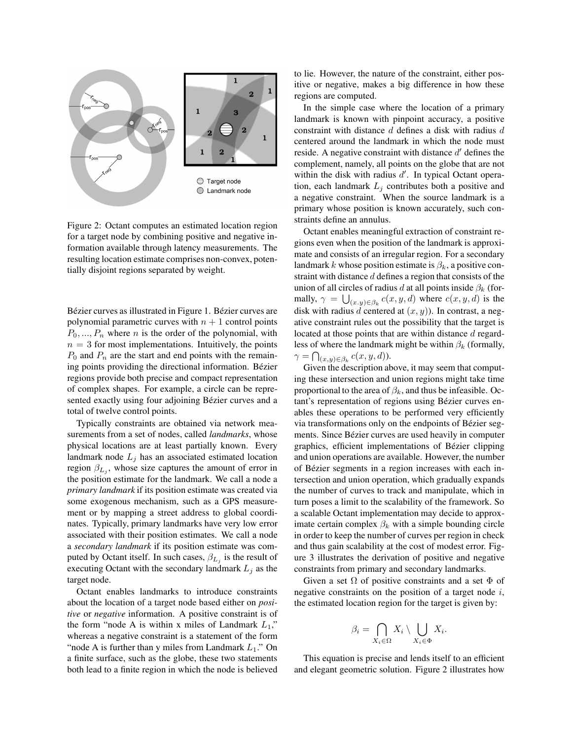Figure 2: Octant computes an estimated location region for a target node by combining positive and negative information available through latency measurements. The resulting location estimate comprises non-convex, potentially disjoint regions separated by weight.

Bézier curves as illustrated in Figure 1. Bézier curves are polynomial parametric curves with $n + 1$ control points $P_0, ..., P_n$ where $n$ is the order of the polynomial, with $n = 3$ for most implementations. Intuitively, the points $P_0$ and $P_n$ are the start and end points with the remaining points providing the directional information. Bézier regions provide both precise and compact representation of complex shapes. For example, a circle can be represented exactly using four adjoining Bézier curves and a total of twelve control points.

Typically constraints are obtained via network measurements from a set of nodes, called *landmarks*, whose physical locations are at least partially known. Every landmark node $L_j$ has an associated estimated location region $\beta_{L_j}$, whose size captures the amount of error in the position estimate for the landmark. We call a node a *primary landmark* if its position estimate was created via some exogenous mechanism, such as a GPS measurement or by mapping a street address to global coordinates. Typically, primary landmarks have very low error associated with their position estimates. We call a node a *secondary landmark* if its position estimate was computed by Octant itself. In such cases, $\beta_{L_j}$ is the result of executing Octant with the secondary landmark $L_j$ as the target node.

Octant enables landmarks to introduce constraints about the location of a target node based either on *positive* or *negative* information. A positive constraint is of the form "node A is within x miles of Landmark $L_1$," whereas a negative constraint is a statement of the form "node A is further than y miles from Landmark $L_1$." On a finite surface, such as the globe, these two statements both lead to a finite region in which the node is believed to lie. However, the nature of the constraint, either positive or negative, makes a big difference in how these regions are computed.

In the simple case where the location of a primary landmark is known with pinpoint accuracy, a positive constraint with distance $d$ defines a disk with radius $d$ centered around the landmark in which the node must reside. A negative constraint with distance $d'$ defines the complement, namely, all points on the globe that are not within the disk with radius $d'$. In typical Octant operation, each landmark $L_j$ contributes both a positive and a negative constraint. When the source landmark is a primary whose position is known accurately, such constraints define an annulus.

Octant enables meaningful extraction of constraint regions even when the position of the landmark is approximate and consists of an irregular region. For a secondary landmark $k$ whose position estimate is $\beta_k$, a positive constraint with distance $d$ defines a region that consists of the union of all circles of radius $d$ at all points inside $\beta_k$ (formally, $\gamma = \bigcup_{(x,y)\in\beta_k} c(x, y, d)$ where $c(x, y, d)$ is the disk with radius $d$ centered at $(x, y)$). In contrast, a negative constraint rules out the possibility that the target is located at those points that are within distance $d$ regardless of where the landmark might be within $\beta_k$ (formally, $\gamma = \bigcap_{(x,y)\in\beta_k} c(x, y, d)$).

Given the description above, it may seem that computing these intersection and union regions might take time proportional to the area of $\beta_k$, and thus be infeasible. Octant's representation of regions using Bézier curves enables these operations to be performed very efficiently via transformations only on the endpoints of Bézier segments. Since Bézier curves are used heavily in computer graphics, efficient implementations of Bézier clipping and union operations are available. However, the number of Bézier segments in a region increases with each intersection and union operation, which gradually expands the number of curves to track and manipulate, which in turn poses a limit to the scalability of the framework. So a scalable Octant implementation may decide to approximate certain complex $\beta_k$ with a simple bounding circle in order to keep the number of curves per region in check and thus gain scalability at the cost of modest error. Figure 3 illustrates the derivation of positive and negative constraints from primary and secondary landmarks.

Given a set $\Omega$ of positive constraints and a set $\Phi$ of negative constraints on the position of a target node $i$, the estimated location region for the target is given by:

$$\beta_i = \bigcap_{X_i\in\Omega} X_i \setminus \bigcup_{X_i\in\Phi} X_i.$$

This equation is precise and lends itself to an efficient and elegant geometric solution. Figure 2 illustrates how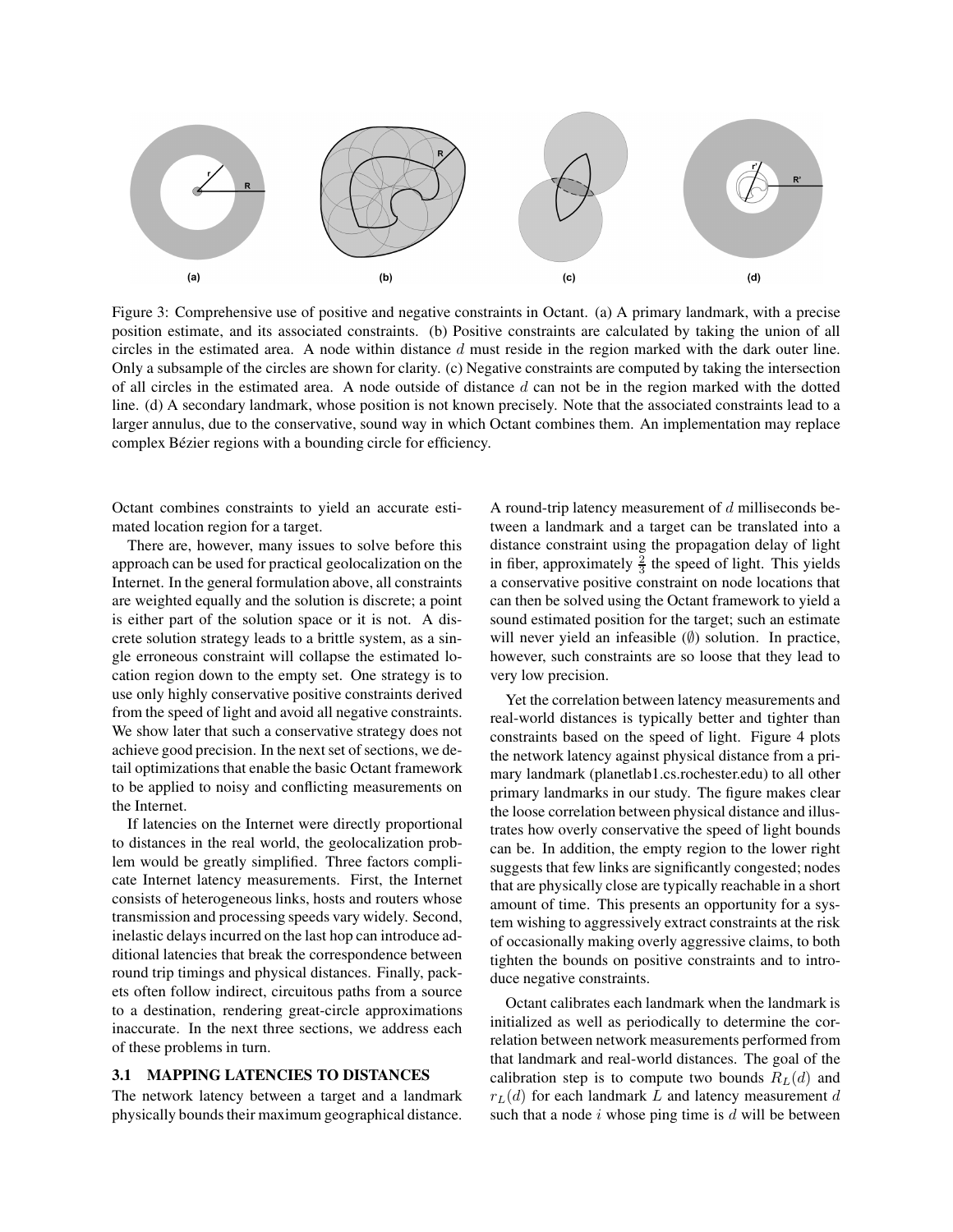Figure 3: Comprehensive use of positive and negative constraints in Octant. (a) A primary landmark, with a precise position estimate, and its associated constraints. (b) Positive constraints are calculated by taking the union of all circles in the estimated area. A node within distance $d$ must reside in the region marked with the dark outer line. Only a subsample of the circles are shown for clarity. (c) Negative constraints are computed by taking the intersection of all circles in the estimated area. A node outside of distance $d$ can not be in the region marked with the dotted line. (d) A secondary landmark, whose position is not known precisely. Note that the associated constraints lead to a larger annulus, due to the conservative, sound way in which Octant combines them. An implementation may replace complex Bézier regions with a bounding circle for efficiency.

Octant combines constraints to yield an accurate estimated location region for a target.

There are, however, many issues to solve before this approach can be used for practical geolocalization on the Internet. In the general formulation above, all constraints are weighted equally and the solution is discrete; a point is either part of the solution space or it is not. A discrete solution strategy leads to a brittle system, as a single erroneous constraint will collapse the estimated location region down to the empty set. One strategy is to use only highly conservative positive constraints derived from the speed of light and avoid all negative constraints. We show later that such a conservative strategy does not achieve good precision. In the next set of sections, we detail optimizations that enable the basic Octant framework to be applied to noisy and conflicting measurements on the Internet.

If latencies on the Internet were directly proportional to distances in the real world, the geolocalization problem would be greatly simplified. Three factors complicate Internet latency measurements. First, the Internet consists of heterogeneous links, hosts and routers whose transmission and processing speeds vary widely. Second, inelastic delays incurred on the last hop can introduce additional latencies that break the correspondence between round trip timings and physical distances. Finally, packets often follow indirect, circuitous paths from a source to a destination, rendering great-circle approximations inaccurate. In the next three sections, we address each of these problems in turn.

### 3.1 MAPPING LATENCIES TO DISTANCES

The network latency between a target and a landmark physically bounds their maximum geographical distance. A round-trip latency measurement of $d$ milliseconds between a landmark and a target can be translated into a distance constraint using the propagation delay of light in fiber, approximately $\frac{2}{3}$ the speed of light. This yields a conservative positive constraint on node locations that can then be solved using the Octant framework to yield a sound estimated position for the target; such an estimate will never yield an infeasible ($\emptyset$) solution. In practice, however, such constraints are so loose that they lead to very low precision.

Yet the correlation between latency measurements and real-world distances is typically better and tighter than constraints based on the speed of light. Figure 4 plots the network latency against physical distance from a primary landmark (planetlab1.cs.rochester.edu) to all other primary landmarks in our study. The figure makes clear the loose correlation between physical distance and illustrates how overly conservative the speed of light bounds can be. In addition, the empty region to the lower right suggests that few links are significantly congested; nodes that are physically close are typically reachable in a short amount of time. This presents an opportunity for a system wishing to aggressively extract constraints at the risk of occasionally making overly aggressive claims, to both tighten the bounds on positive constraints and to introduce negative constraints.

Octant calibrates each landmark when the landmark is initialized as well as periodically to determine the correlation between network measurements performed from that landmark and real-world distances. The goal of the calibration step is to compute two bounds $R_L(d)$ and $r_L(d)$ for each landmark $L$ and latency measurement $d$ such that a node $i$ whose ping time is $d$ will be between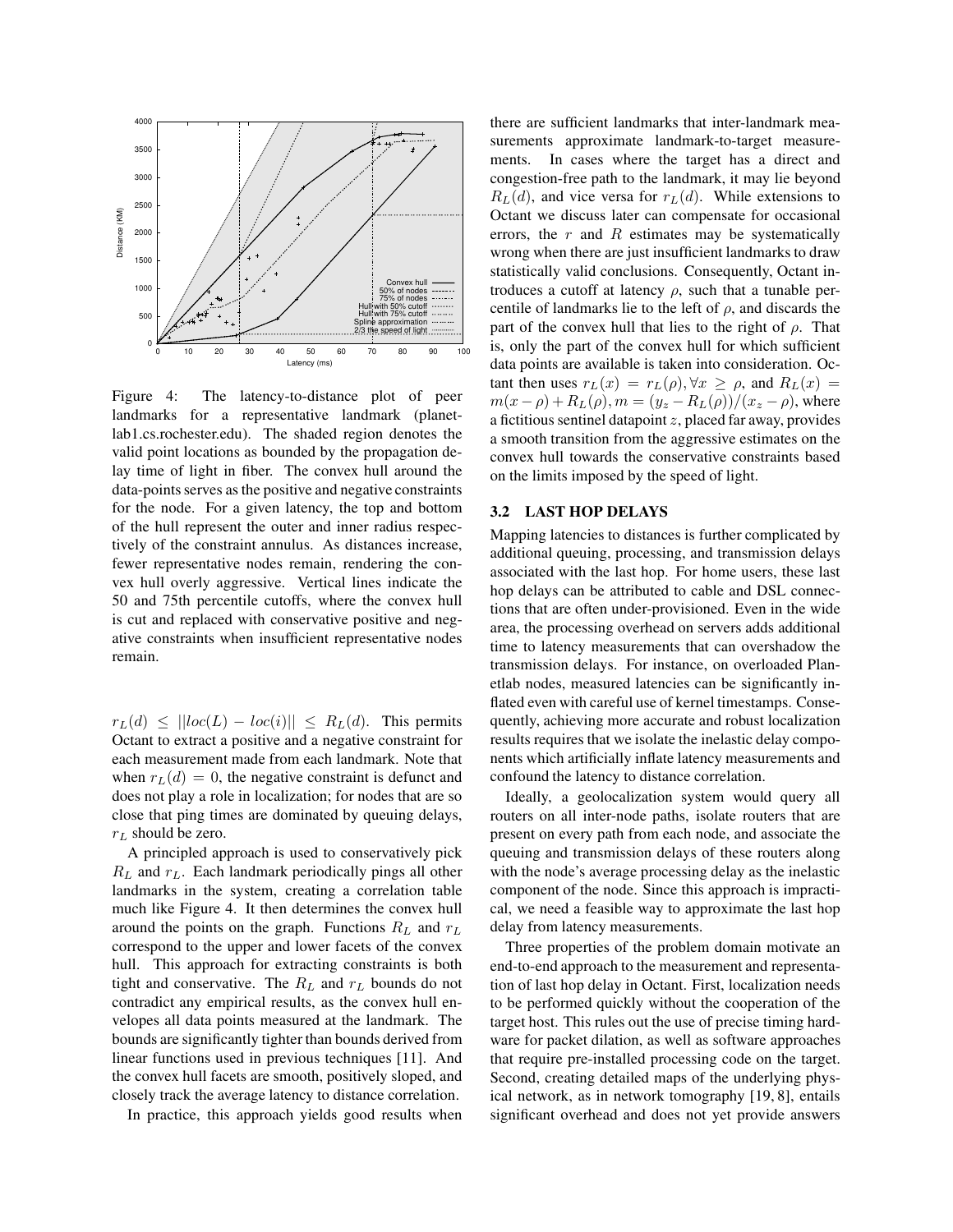Figure 4: The latency-to-distance plot of peer landmarks for a representative landmark (planetlab1.cs.rochester.edu). The shaded region denotes the valid point locations as bounded by the propagation delay time of light in fiber. The convex hull around the data-points serves as the positive and negative constraints for the node. For a given latency, the top and bottom of the hull represent the outer and inner radius respectively of the constraint annulus. As distances increase, fewer representative nodes remain, rendering the convex hull overly aggressive. Vertical lines indicate the 50 and 75th percentile cutoffs, where the convex hull is cut and replaced with conservative positive and negative constraints when insufficient representative nodes remain.

$r_L(d) \leq ||loc(L) - loc(i)|| \leq R_L(d)$. This permits Octant to extract a positive and a negative constraint for each measurement made from each landmark. Note that when $r_L(d) = 0$, the negative constraint is defunct and does not play a role in localization; for nodes that are so close that ping times are dominated by queuing delays, $r_L$ should be zero.

A principled approach is used to conservatively pick $R_L$ and $r_L$. Each landmark periodically pings all other landmarks in the system, creating a correlation table much like Figure 4. It then determines the convex hull around the points on the graph. Functions $R_L$ and $r_L$ correspond to the upper and lower facets of the convex hull. This approach for extracting constraints is both tight and conservative. The $R_L$ and $r_L$ bounds do not contradict any empirical results, as the convex hull envelopes all data points measured at the landmark. The bounds are significantly tighter than bounds derived from linear functions used in previous techniques [11]. And the convex hull facets are smooth, positively sloped, and closely track the average latency to distance correlation.

In practice, this approach yields good results when there are sufficient landmarks that inter-landmark measurements approximate landmark-to-target measurements. In cases where the target has a direct and congestion-free path to the landmark, it may lie beyond $R_L(d)$, and vice versa for $r_L(d)$. While extensions to Octant we discuss later can compensate for occasional errors, the $r$ and $R$ estimates may be systematically wrong when there are just insufficient landmarks to draw statistically valid conclusions. Consequently, Octant introduces a cutoff at latency $\rho$, such that a tunable percentile of landmarks lie to the left of $\rho$, and discards the part of the convex hull that lies to the right of $\rho$. That is, only the part of the convex hull for which sufficient data points are available is taken into consideration. Octant then uses $r_L(x) = r_L(\rho), \forall x \geq \rho$, and $R_L(x) = m(x - \rho) + R_L(\rho), m = (y_z - R_L(\rho))/(x_z - \rho)$, where a fictitious sentinel datapoint $z$, placed far away, provides a smooth transition from the aggressive estimates on the convex hull towards the conservative constraints based on the limits imposed by the speed of light.

### 3.2 LAST HOP DELAYS

Mapping latencies to distances is further complicated by additional queuing, processing, and transmission delays associated with the last hop. For home users, these last hop delays can be attributed to cable and DSL connections that are often under-provisioned. Even in the wide area, the processing overhead on servers adds additional time to latency measurements that can overshadow the transmission delays. For instance, on overloaded Planetlab nodes, measured latencies can be significantly inflated even with careful use of kernel timestamps. Consequently, achieving more accurate and robust localization results requires that we isolate the inelastic delay components which artificially inflate latency measurements and confound the latency to distance correlation.

Ideally, a geolocalization system would query all routers on all inter-node paths, isolate routers that are present on every path from each node, and associate the queuing and transmission delays of these routers along with the node's average processing delay as the inelastic component of the node. Since this approach is impractical, we need a feasible way to approximate the last hop delay from latency measurements.

Three properties of the problem domain motivate an end-to-end approach to the measurement and representation of last hop delay in Octant. First, localization needs to be performed quickly without the cooperation of the target host. This rules out the use of precise timing hardware for packet dilation, as well as software approaches that require pre-installed processing code on the target. Second, creating detailed maps of the underlying physical network, as in network tomography [19, 8], entails significant overhead and does not yet provide answers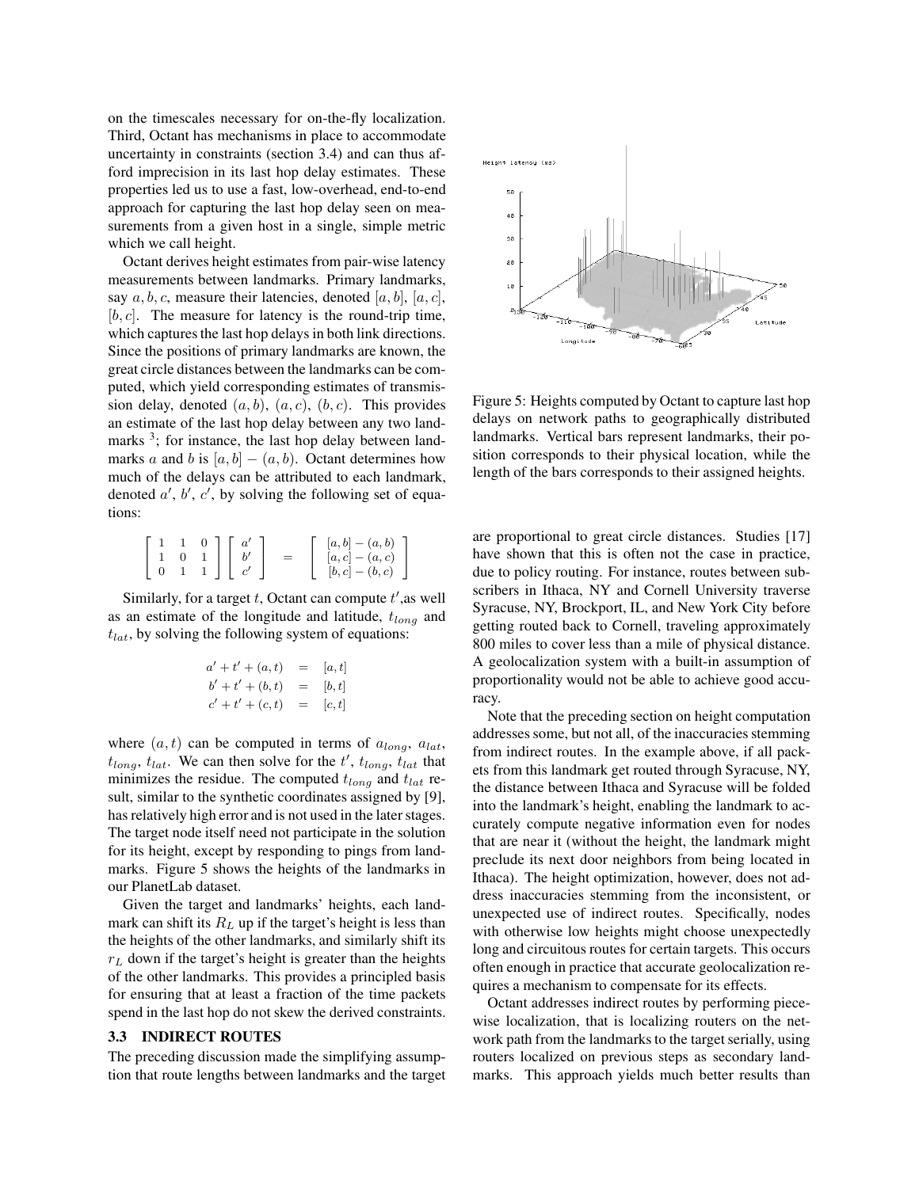on the timescales necessary for on-the-fly localization. Third, Octant has mechanisms in place to accommodate uncertainty in constraints (section 3.4) and can thus afford imprecision in its last hop delay estimates. These properties led us to use a fast, low-overhead, end-to-end approach for capturing the last hop delay seen on measurements from a given host in a single, simple metric which we call height.

Octant derives height estimates from pair-wise latency measurements between landmarks. Primary landmarks, say $a, b, c$, measure their latencies, denoted $[a, b]$, $[a, c]$, $[b, c]$. The measure for latency is the round-trip time, which captures the last hop delays in both link directions. Since the positions of primary landmarks are known, the great circle distances between the landmarks can be computed, which yield corresponding estimates of transmission delay, denoted $(a, b)$, $(a, c)$, $(b, c)$. This provides an estimate of the last hop delay between any two landmarks [3]; for instance, the last hop delay between landmarks $a$ and $b$ is $[a, b] - (a, b)$. Octant determines how much of the delays can be attributed to each landmark, denoted $a'$, $b'$, $c'$, by solving the following set of equations:

$$\begin{bmatrix} 1 & 1 & 0 \\ 1 & 0 & 1 \\ 0 & 1 & 1 \end{bmatrix} \begin{bmatrix} a' \\ b' \\ c' \end{bmatrix} = \begin{bmatrix} [a,b]-(a,b) \\ [a,c]-(a,c) \\ [b,c]-(b,c) \end{bmatrix}$$

Similarly, for a target $t$, Octant can compute $t'$,as well as an estimate of the longitude and latitude, $t_{long}$ and $t_{lat}$, by solving the following system of equations:

$$\begin{aligned} a' + t' + (a,t) &= [a,t] \\ b' + t' + (b,t) &= [b,t] \\ c' + t' + (c,t) &= [c,t] \end{aligned}$$

where $(a, t)$ can be computed in terms of $a_{long}$, $a_{lat}$, $t_{long}$, $t_{lat}$. We can then solve for the $t'$, $t_{long}$, $t_{lat}$ that minimizes the residue. The computed $t_{long}$ and $t_{lat}$ result, similar to the synthetic coordinates assigned by [9], has relatively high error and is not used in the later stages. The target node itself need not participate in the solution for its height, except by responding to pings from landmarks. Figure 5 shows the heights of the landmarks in our PlanetLab dataset.

Given the target and landmarks' heights, each landmark can shift its $R_L$ up if the target's height is less than the heights of the other landmarks, and similarly shift its $r_L$ down if the target's height is greater than the heights of the other landmarks. This provides a principled basis for ensuring that at least a fraction of the time packets spend in the last hop do not skew the derived constraints.

Figure 5: Heights computed by Octant to capture last hop delays on network paths to geographically distributed landmarks. Vertical bars represent landmarks, their position corresponds to their physical location, while the length of the bars corresponds to their assigned heights.

### 3.3 INDIRECT ROUTES

The preceding discussion made the simplifying assumption that route lengths between landmarks and the target are proportional to great circle distances. Studies [17] have shown that this is often not the case in practice, due to policy routing. For instance, routes between subscribers in Ithaca, NY and Cornell University traverse Syracuse, NY, Brockport, IL, and New York City before getting routed back to Cornell, traveling approximately 800 miles to cover less than a mile of physical distance. A geolocalization system with a built-in assumption of proportionality would not be able to achieve good accuracy.

Note that the preceding section on height computation addresses some, but not all, of the inaccuracies stemming from indirect routes. In the example above, if all packets from this landmark get routed through Syracuse, NY, the distance between Ithaca and Syracuse will be folded into the landmark's height, enabling the landmark to accurately compute negative information even for nodes that are near it (without the height, the landmark might preclude its next door neighbors from being located in Ithaca). The height optimization, however, does not address inaccuracies stemming from the inconsistent, or unexpected use of indirect routes. Specifically, nodes with otherwise low heights might choose unexpectedly long and circuitous routes for certain targets. This occurs often enough in practice that accurate geolocalization requires a mechanism to compensate for its effects.

Octant addresses indirect routes by performing piecewise localization, that is localizing routers on the network path from the landmarks to the target serially, using routers localized on previous steps as secondary landmarks. This approach yields much better results than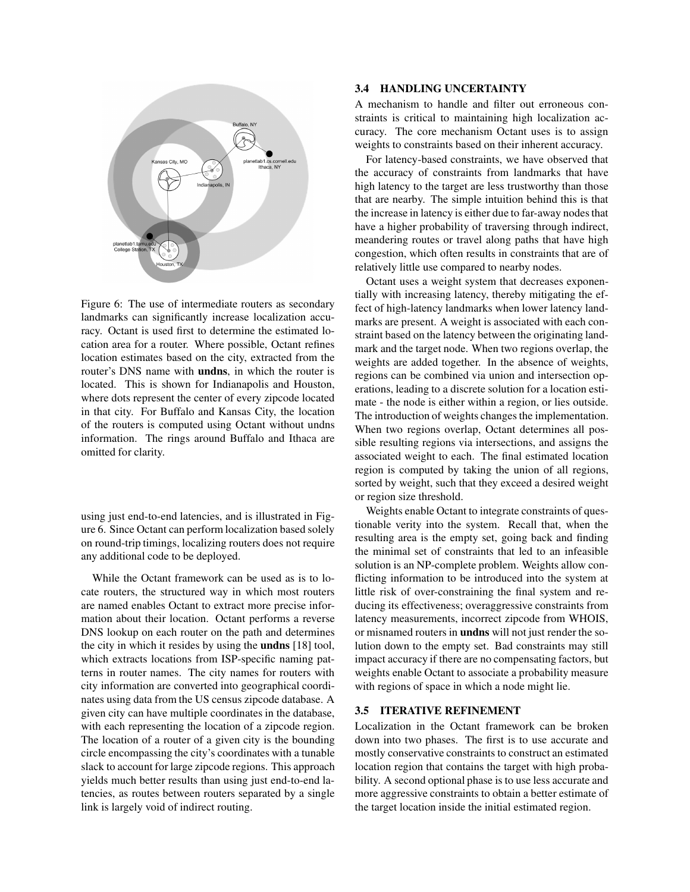Figure 6: The use of intermediate routers as secondary landmarks can significantly increase localization accuracy. Octant is used first to determine the estimated location area for a router. Where possible, Octant refines location estimates based on the city, extracted from the router's DNS name with **undns**, in which the router is located. This is shown for Indianapolis and Houston, where dots represent the center of every zipcode located in that city. For Buffalo and Kansas City, the location of the routers is computed using Octant without undns information. The rings around Buffalo and Ithaca are omitted for clarity.

using just end-to-end latencies, and is illustrated in Figure 6. Since Octant can perform localization based solely on round-trip timings, localizing routers does not require any additional code to be deployed.

While the Octant framework can be used as is to locate routers, the structured way in which most routers are named enables Octant to extract more precise information about their location. Octant performs a reverse DNS lookup on each router on the path and determines the city in which it resides by using the **undns** [18] tool, which extracts locations from ISP-specific naming patterns in router names. The city names for routers with city information are converted into geographical coordinates using data from the US census zipcode database. A given city can have multiple coordinates in the database, with each representing the location of a zipcode region. The location of a router of a given city is the bounding circle encompassing the city's coordinates with a tunable slack to account for large zipcode regions. This approach yields much better results than using just end-to-end latencies, as routes between routers separated by a single link is largely void of indirect routing.

### 3.4 HANDLING UNCERTAINTY

A mechanism to handle and filter out erroneous constraints is critical to maintaining high localization accuracy. The core mechanism Octant uses is to assign weights to constraints based on their inherent accuracy.

For latency-based constraints, we have observed that the accuracy of constraints from landmarks that have high latency to the target are less trustworthy than those that are nearby. The simple intuition behind this is that the increase in latency is either due to far-away nodes that have a higher probability of traversing through indirect, meandering routes or travel along paths that have high congestion, which often results in constraints that are of relatively little use compared to nearby nodes.

Octant uses a weight system that decreases exponentially with increasing latency, thereby mitigating the effect of high-latency landmarks when lower latency landmarks are present. A weight is associated with each constraint based on the latency between the originating landmark and the target node. When two regions overlap, the weights are added together. In the absence of weights, regions can be combined via union and intersection operations, leading to a discrete solution for a location estimate - the node is either within a region, or lies outside. The introduction of weights changes the implementation. When two regions overlap, Octant determines all possible resulting regions via intersections, and assigns the associated weight to each. The final estimated location region is computed by taking the union of all regions, sorted by weight, such that they exceed a desired weight or region size threshold.

Weights enable Octant to integrate constraints of questionable verity into the system. Recall that, when the resulting area is the empty set, going back and finding the minimal set of constraints that led to an infeasible solution is an NP-complete problem. Weights allow conflicting information to be introduced into the system at little risk of over-constraining the final system and reducing its effectiveness; overaggressive constraints from latency measurements, incorrect zipcode from WHOIS, or misnamed routers in **undns** will not just render the solution down to the empty set. Bad constraints may still impact accuracy if there are no compensating factors, but weights enable Octant to associate a probability measure with regions of space in which a node might lie.

### 3.5 ITERATIVE REFINEMENT

Localization in the Octant framework can be broken down into two phases. The first is to use accurate and mostly conservative constraints to construct an estimated location region that contains the target with high probability. A second optional phase is to use less accurate and more aggressive constraints to obtain a better estimate of the target location inside the initial estimated region.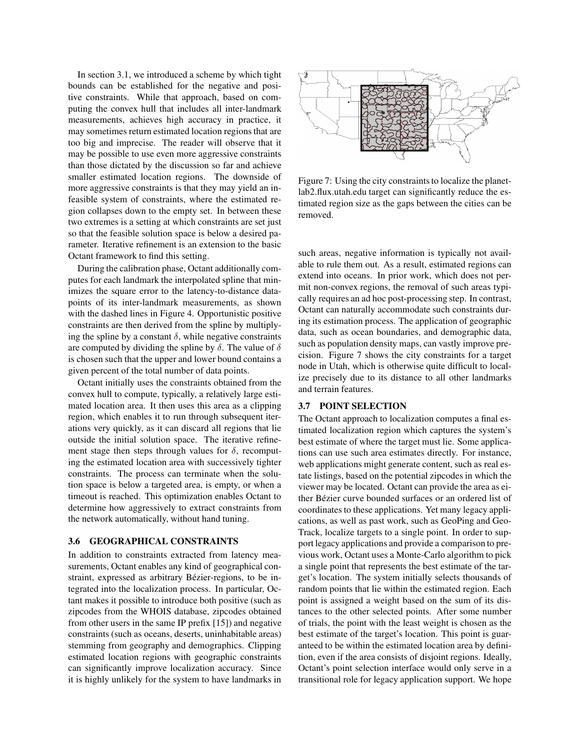In section 3.1, we introduced a scheme by which tight bounds can be established for the negative and positive constraints. While that approach, based on computing the convex hull that includes all inter-landmark measurements, achieves high accuracy in practice, it may sometimes return estimated location regions that are too big and imprecise. The reader will observe that it may be possible to use even more aggressive constraints than those dictated by the discussion so far and achieve smaller estimated location regions. The downside of more aggressive constraints is that they may yield an infeasible system of constraints, where the estimated region collapses down to the empty set. In between these two extremes is a setting at which constraints are set just so that the feasible solution space is below a desired parameter. Iterative refinement is an extension to the basic Octant framework to find this setting.

During the calibration phase, Octant additionally computes for each landmark the interpolated spline that minimizes the square error to the latency-to-distance datapoints of its inter-landmark measurements, as shown with the dashed lines in Figure 4. Opportunistic positive constraints are then derived from the spline by multiplying the spline by a constant $\delta$, while negative constraints are computed by dividing the spline by $\delta$. The value of $\delta$ is chosen such that the upper and lower bound contains a given percent of the total number of data points.

Octant initially uses the constraints obtained from the convex hull to compute, typically, a relatively large estimated location area. It then uses this area as a clipping region, which enables it to run through subsequent iterations very quickly, as it can discard all regions that lie outside the initial solution space. The iterative refinement stage then steps through values for $\delta$, recomputing the estimated location area with successively tighter constraints. The process can terminate when the solution space is below a targeted area, is empty, or when a timeout is reached. This optimization enables Octant to determine how aggressively to extract constraints from the network automatically, without hand tuning.

### 3.6 GEOGRAPHICAL CONSTRAINTS

In addition to constraints extracted from latency measurements, Octant enables any kind of geographical constraint, expressed as arbitrary Bézier-regions, to be integrated into the localization process. In particular, Octant makes it possible to introduce both positive (such as zipcodes from the WHOIS database, zipcodes obtained from other users in the same IP prefix [15]) and negative constraints (such as oceans, deserts, uninhabitable areas) stemming from geography and demographics. Clipping estimated location regions with geographic constraints can significantly improve localization accuracy. Since it is highly unlikely for the system to have landmarks in such areas, negative information is typically not available to rule them out. As a result, estimated regions can extend into oceans. In prior work, which does not permit non-convex regions, the removal of such areas typically requires an ad hoc post-processing step. In contrast, Octant can naturally accommodate such constraints during its estimation process. The application of geographic data, such as ocean boundaries, and demographic data, such as population density maps, can vastly improve precision. Figure 7 shows the city constraints for a target node in Utah, which is otherwise quite difficult to localize precisely due to its distance to all other landmarks and terrain features.

Figure 7: Using the city constraints to localize the planetlab2.flux.utah.edu target can significantly reduce the estimated region size as the gaps between the cities can be removed.

### 3.7 POINT SELECTION

The Octant approach to localization computes a final estimated localization region which captures the system's best estimate of where the target must lie. Some applications can use such area estimates directly. For instance, web applications might generate content, such as real estate listings, based on the potential zipcodes in which the viewer may be located. Octant can provide the area as either Bézier curve bounded surfaces or an ordered list of coordinates to these applications. Yet many legacy applications, as well as past work, such as GeoPing and GeoTrack, localize targets to a single point. In order to support legacy applications and provide a comparison to previous work, Octant uses a Monte-Carlo algorithm to pick a single point that represents the best estimate of the target's location. The system initially selects thousands of random points that lie within the estimated region. Each point is assigned a weight based on the sum of its distances to the other selected points. After some number of trials, the point with the least weight is chosen as the best estimate of the target's location. This point is guaranteed to be within the estimated location area by definition, even if the area consists of disjoint regions. Ideally, Octant's point selection interface would only serve in a transitional role for legacy application support. We hope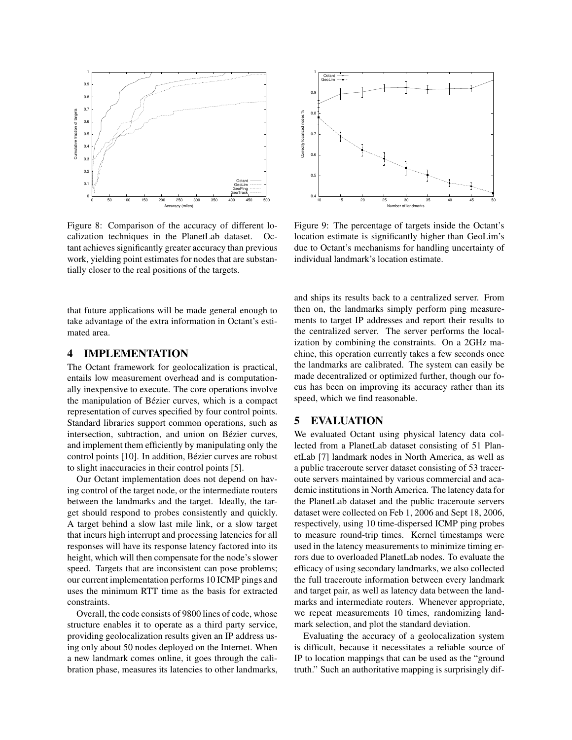Figure 8: Comparison of the accuracy of different localization techniques in the PlanetLab dataset. Octant achieves significantly greater accuracy than previous work, yielding point estimates for nodes that are substantially closer to the real positions of the targets.

Figure 9: The percentage of targets inside the Octant's location estimate is significantly higher than GeoLim's due to Octant's mechanisms for handling uncertainty of individual landmark's location estimate.

that future applications will be made general enough to take advantage of the extra information in Octant's estimated area.

## 4 IMPLEMENTATION

The Octant framework for geolocalization is practical, entails low measurement overhead and is computationally inexpensive to execute. The core operations involve the manipulation of Bézier curves, which is a compact representation of curves specified by four control points. Standard libraries support common operations, such as intersection, subtraction, and union on Bézier curves, and implement them efficiently by manipulating only the control points [10]. In addition, Bézier curves are robust to slight inaccuracies in their control points [5].

Our Octant implementation does not depend on having control of the target node, or the intermediate routers between the landmarks and the target. Ideally, the target should respond to probes consistently and quickly. A target behind a slow last mile link, or a slow target that incurs high interrupt and processing latencies for all responses will have its response latency factored into its height, which will then compensate for the node's slower speed. Targets that are inconsistent can pose problems; our current implementation performs 10 ICMP pings and uses the minimum RTT time as the basis for extracted constraints.

Overall, the code consists of 9800 lines of code, whose structure enables it to operate as a third party service, providing geolocalization results given an IP address using only about 50 nodes deployed on the Internet. When a new landmark comes online, it goes through the calibration phase, measures its latencies to other landmarks, and ships its results back to a centralized server. From then on, the landmarks simply perform ping measurements to target IP addresses and report their results to the centralized server. The server performs the localization by combining the constraints. On a 2GHz machine, this operation currently takes a few seconds once the landmarks are calibrated. The system can easily be made decentralized or optimized further, though our focus has been on improving its accuracy rather than its speed, which we find reasonable.

## 5 EVALUATION

We evaluated Octant using physical latency data collected from a PlanetLab dataset consisting of 51 PlanetLab [7] landmark nodes in North America, as well as a public traceroute server dataset consisting of 53 traceroute servers maintained by various commercial and academic institutions in North America. The latency data for the PlanetLab dataset and the public traceroute servers dataset were collected on Feb 1, 2006 and Sept 18, 2006, respectively, using 10 time-dispersed ICMP ping probes to measure round-trip times. Kernel timestamps were used in the latency measurements to minimize timing errors due to overloaded PlanetLab nodes. To evaluate the efficacy of using secondary landmarks, we also collected the full traceroute information between every landmark and target pair, as well as latency data between the landmarks and intermediate routers. Whenever appropriate, we repeat measurements 10 times, randomizing landmark selection, and plot the standard deviation.

Evaluating the accuracy of a geolocalization system is difficult, because it necessitates a reliable source of IP to location mappings that can be used as the "ground truth." Such an authoritative mapping is surprisingly dif-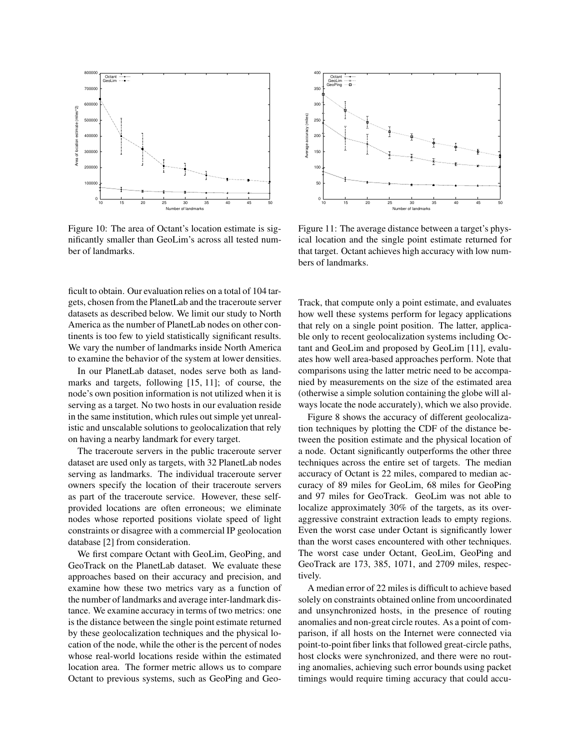Figure 10: The area of Octant's location estimate is significantly smaller than GeoLim's across all tested number of landmarks.

Figure 11: The average distance between a target's physical location and the single point estimate returned for that target. Octant achieves high accuracy with low numbers of landmarks.

ficult to obtain. Our evaluation relies on a total of 104 targets, chosen from the PlanetLab and the traceroute server datasets as described below. We limit our study to North America as the number of PlanetLab nodes on other continents is too few to yield statistically significant results. We vary the number of landmarks inside North America to examine the behavior of the system at lower densities.

In our PlanetLab dataset, nodes serve both as landmarks and targets, following [15, 11]; of course, the node's own position information is not utilized when it is serving as a target. No two hosts in our evaluation reside in the same institution, which rules out simple yet unrealistic and unscalable solutions to geolocalization that rely on having a nearby landmark for every target.

The traceroute servers in the public traceroute server dataset are used only as targets, with 32 PlanetLab nodes serving as landmarks. The individual traceroute server owners specify the location of their traceroute servers as part of the traceroute service. However, these self-provided locations are often erroneous; we eliminate nodes whose reported positions violate speed of light constraints or disagree with a commercial IP geolocation database [2] from consideration.

We first compare Octant with GeoLim, GeoPing, and GeoTrack on the PlanetLab dataset. We evaluate these approaches based on their accuracy and precision, and examine how these two metrics vary as a function of the number of landmarks and average inter-landmark distance. We examine accuracy in terms of two metrics: one is the distance between the single point estimate returned by these geolocalization techniques and the physical location of the node, while the other is the percent of nodes whose real-world locations reside within the estimated location area. The former metric allows us to compare Octant to previous systems, such as GeoPing and GeoTrack, that compute only a point estimate, and evaluates how well these systems perform for legacy applications that rely on a single point position. The latter, applicable only to recent geolocalization systems including Octant and GeoLim and proposed by GeoLim [11], evaluates how well area-based approaches perform. Note that comparisons using the latter metric need to be accompanied by measurements on the size of the estimated area (otherwise a simple solution containing the globe will always locate the node accurately), which we also provide.

Figure 8 shows the accuracy of different geolocalization techniques by plotting the CDF of the distance between the position estimate and the physical location of a node. Octant significantly outperforms the other three techniques across the entire set of targets. The median accuracy of Octant is 22 miles, compared to median accuracy of 89 miles for GeoLim, 68 miles for GeoPing and 97 miles for GeoTrack. GeoLim was not able to localize approximately 30% of the targets, as its over-aggressive constraint extraction leads to empty regions. Even the worst case under Octant is significantly lower than the worst cases encountered with other techniques. The worst case under Octant, GeoLim, GeoPing and GeoTrack are 173, 385, 1071, and 2709 miles, respectively.

A median error of 22 miles is difficult to achieve based solely on constraints obtained online from uncoordinated and unsynchronized hosts, in the presence of routing anomalies and non-great circle routes. As a point of comparison, if all hosts on the Internet were connected via point-to-point fiber links that followed great-circle paths, host clocks were synchronized, and there were no routing anomalies, achieving such error bounds using packet timings would require timing accuracy that could accu-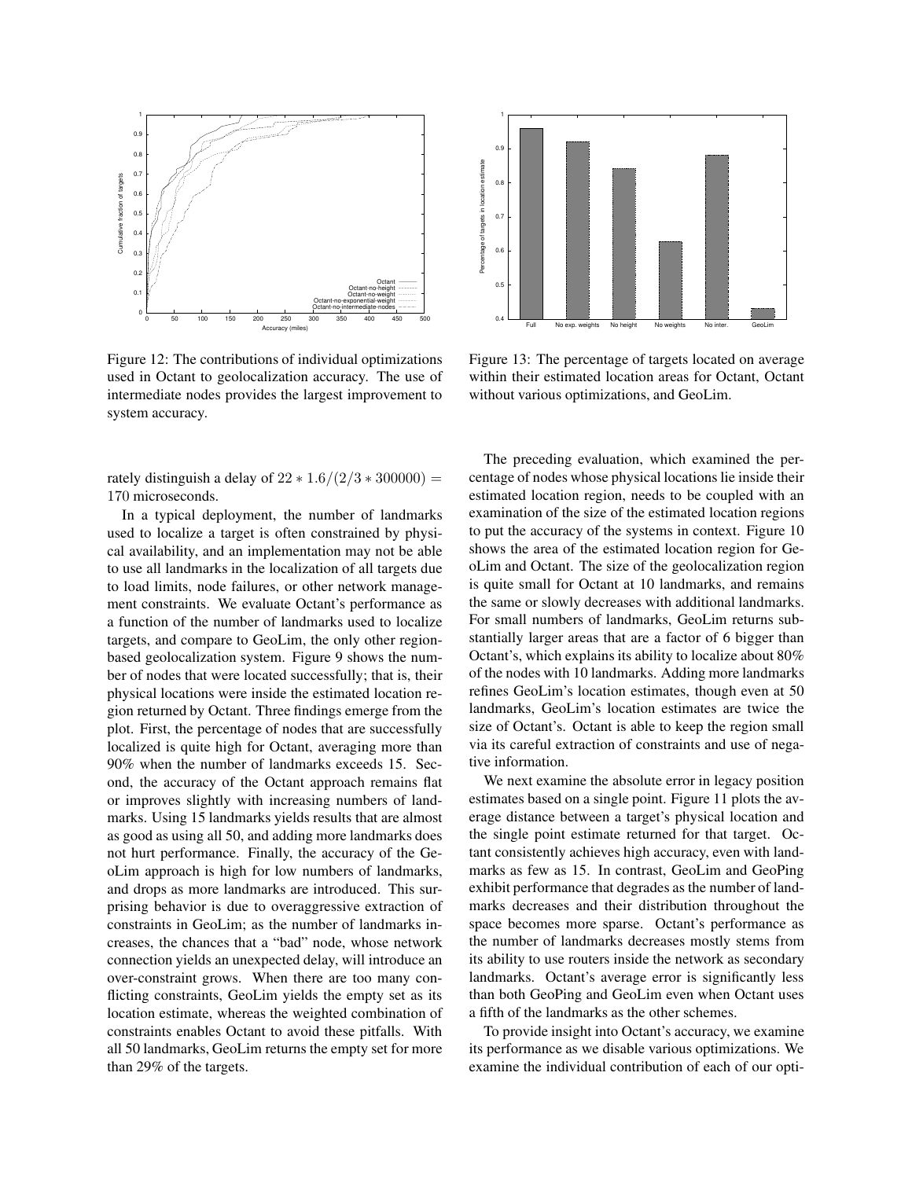Figure 12: The contributions of individual optimizations used in Octant to geolocalization accuracy. The use of intermediate nodes provides the largest improvement to system accuracy.

Figure 13: The percentage of targets located on average within their estimated location areas for Octant, Octant without various optimizations, and GeoLim.

rately distinguish a delay of $22 * 1.6/(2/3 * 300000) = 170$ microseconds.

In a typical deployment, the number of landmarks used to localize a target is often constrained by physical availability, and an implementation may not be able to use all landmarks in the localization of all targets due to load limits, node failures, or other network management constraints. We evaluate Octant's performance as a function of the number of landmarks used to localize targets, and compare to GeoLim, the only other region-based geolocalization system. Figure 9 shows the number of nodes that were located successfully; that is, their physical locations were inside the estimated location region returned by Octant. Three findings emerge from the plot. First, the percentage of nodes that are successfully localized is quite high for Octant, averaging more than 90% when the number of landmarks exceeds 15. Second, the accuracy of the Octant approach remains flat or improves slightly with increasing numbers of landmarks. Using 15 landmarks yields results that are almost as good as using all 50, and adding more landmarks does not hurt performance. Finally, the accuracy of the GeoLim approach is high for low numbers of landmarks, and drops as more landmarks are introduced. This surprising behavior is due to overaggressive extraction of constraints in GeoLim; as the number of landmarks increases, the chances that a "bad" node, whose network connection yields an unexpected delay, will introduce an over-constraint grows. When there are too many conflicting constraints, GeoLim yields the empty set as its location estimate, whereas the weighted combination of constraints enables Octant to avoid these pitfalls. With all 50 landmarks, GeoLim returns the empty set for more than 29% of the targets.

The preceding evaluation, which examined the percentage of nodes whose physical locations lie inside their estimated location region, needs to be coupled with an examination of the size of the estimated location regions to put the accuracy of the systems in context. Figure 10 shows the area of the estimated location region for GeoLim and Octant. The size of the geolocalization region is quite small for Octant at 10 landmarks, and remains the same or slowly decreases with additional landmarks. For small numbers of landmarks, GeoLim returns substantially larger areas that are a factor of 6 bigger than Octant's, which explains its ability to localize about 80% of the nodes with 10 landmarks. Adding more landmarks refines GeoLim's location estimates, though even at 50 landmarks, GeoLim's location estimates are twice the size of Octant's. Octant is able to keep the region small via its careful extraction of constraints and use of negative information.

We next examine the absolute error in legacy position estimates based on a single point. Figure 11 plots the average distance between a target's physical location and the single point estimate returned for that target. Octant consistently achieves high accuracy, even with landmarks as few as 15. In contrast, GeoLim and GeoPing exhibit performance that degrades as the number of landmarks decreases and their distribution throughout the space becomes more sparse. Octant's performance as the number of landmarks decreases mostly stems from its ability to use routers inside the network as secondary landmarks. Octant's average error is significantly less than both GeoPing and GeoLim even when Octant uses a fifth of the landmarks as the other schemes.

To provide insight into Octant's accuracy, we examine its performance as we disable various optimizations. We examine the individual contribution of each of our opti-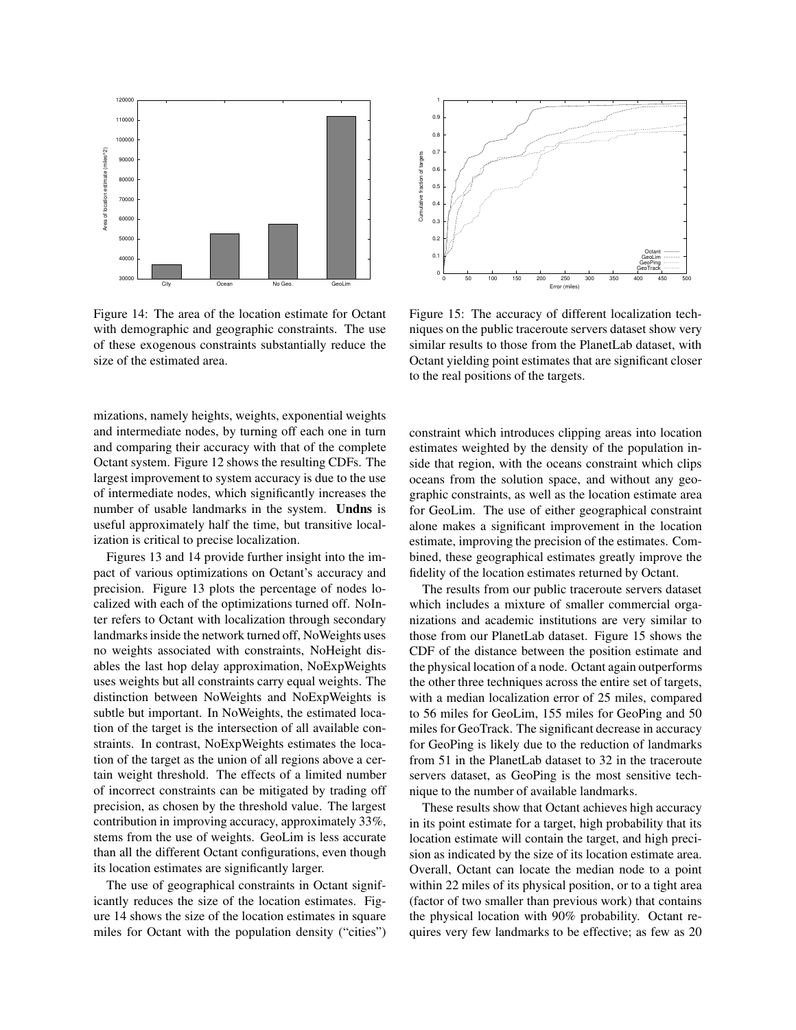Figure 14: The area of the location estimate for Octant with demographic and geographic constraints. The use of these exogenous constraints substantially reduce the size of the estimated area.

Figure 15: The accuracy of different localization techniques on the public traceroute servers dataset show very similar results to those from the PlanetLab dataset, with Octant yielding point estimates that are significant closer to the real positions of the targets.

mizations, namely heights, weights, exponential weights and intermediate nodes, by turning off each one in turn and comparing their accuracy with that of the complete Octant system. Figure 12 shows the resulting CDFs. The largest improvement to system accuracy is due to the use of intermediate nodes, which significantly increases the number of usable landmarks in the system. **Undns** is useful approximately half the time, but transitive localization is critical to precise localization.

Figures 13 and 14 provide further insight into the impact of various optimizations on Octant's accuracy and precision. Figure 13 plots the percentage of nodes localized with each of the optimizations turned off. NoInter refers to Octant with localization through secondary landmarks inside the network turned off, NoWeights uses no weights associated with constraints, NoHeight disables the last hop delay approximation, NoExpWeights uses weights but all constraints carry equal weights. The distinction between NoWeights and NoExpWeights is subtle but important. In NoWeights, the estimated location of the target is the intersection of all available constraints. In contrast, NoExpWeights estimates the location of the target as the union of all regions above a certain weight threshold. The effects of a limited number of incorrect constraints can be mitigated by trading off precision, as chosen by the threshold value. The largest contribution in improving accuracy, approximately 33%, stems from the use of weights. GeoLim is less accurate than all the different Octant configurations, even though its location estimates are significantly larger.

The use of geographical constraints in Octant significantly reduces the size of the location estimates. Figure 14 shows the size of the location estimates in square miles for Octant with the population density ("cities") constraint which introduces clipping areas into location estimates weighted by the density of the population inside that region, with the oceans constraint which clips oceans from the solution space, and without any geographic constraints, as well as the location estimate area for GeoLim. The use of either geographical constraint alone makes a significant improvement in the location estimate, improving the precision of the estimates. Combined, these geographical estimates greatly improve the fidelity of the location estimates returned by Octant.

The results from our public traceroute servers dataset which includes a mixture of smaller commercial organizations and academic institutions are very similar to those from our PlanetLab dataset. Figure 15 shows the CDF of the distance between the position estimate and the physical location of a node. Octant again outperforms the other three techniques across the entire set of targets, with a median localization error of 25 miles, compared to 56 miles for GeoLim, 155 miles for GeoPing and 50 miles for GeoTrack. The significant decrease in accuracy for GeoPing is likely due to the reduction of landmarks from 51 in the PlanetLab dataset to 32 in the traceroute servers dataset, as GeoPing is the most sensitive technique to the number of available landmarks.

These results show that Octant achieves high accuracy in its point estimate for a target, high probability that its location estimate will contain the target, and high precision as indicated by the size of its location estimate area. Overall, Octant can locate the median node to a point within 22 miles of its physical position, or to a tight area (factor of two smaller than previous work) that contains the physical location with 90% probability. Octant requires very few landmarks to be effective; as few as 20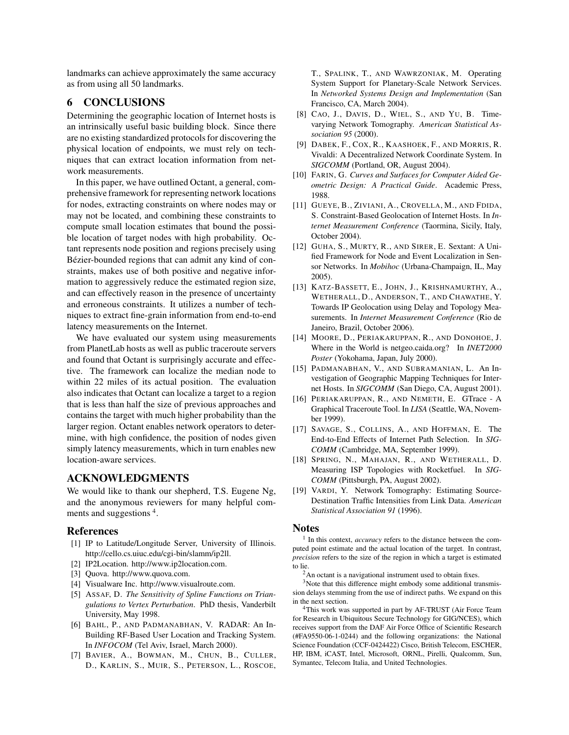landmarks can achieve approximately the same accuracy as from using all 50 landmarks.

## 6 CONCLUSIONS

Determining the geographic location of Internet hosts is an intrinsically useful basic building block. Since there are no existing standardized protocols for discovering the physical location of endpoints, we must rely on techniques that can extract location information from network measurements.

In this paper, we have outlined Octant, a general, comprehensive framework for representing network locations for nodes, extracting constraints on where nodes may or may not be located, and combining these constraints to compute small location estimates that bound the possible location of target nodes with high probability. Octant represents node position and regions precisely using Bézier-bounded regions that can admit any kind of constraints, makes use of both positive and negative information to aggressively reduce the estimated region size, and can effectively reason in the presence of uncertainty and erroneous constraints. It utilizes a number of techniques to extract fine-grain information from end-to-end latency measurements on the Internet.

We have evaluated our system using measurements from PlanetLab hosts as well as public traceroute servers and found that Octant is surprisingly accurate and effective. The framework can localize the median node to within 22 miles of its actual position. The evaluation also indicates that Octant can localize a target to a region that is less than half the size of previous approaches and contains the target with much higher probability than the larger region. Octant enables network operators to determine, with high confidence, the position of nodes given simply latency measurements, which in turn enables new location-aware services.

## ACKNOWLEDGMENTS

We would like to thank our shepherd, T.S. Eugene Ng, and the anonymous reviewers for many helpful comments and suggestions [4].

## References

[1] IP to Latitude/Longitude Server, University of Illinois. http://cello.cs.uiuc.edu/cgi-bin/slamm/ip2ll.

[2] IP2Location. http://www.ip2location.com.

[3] Quova. http://www.quova.com.

[4] Visualware Inc. http://www.visualroute.com.

[5] ASSAF, D. *The Sensitivity of Spline Functions on Triangulations to Vertex Perturbation*. PhD thesis, Vanderbilt University, May 1998.

[6] BAHL, P., AND PADMANABHAN, V. RADAR: An In-Building RF-Based User Location and Tracking System. In *INFOCOM* (Tel Aviv, Israel, March 2000).

[7] BAVIER, A., BOWMAN, M., CHUN, B., CULLER, D., KARLIN, S., MUIR, S., PETERSON, L., ROSCOE, T., SPALINK, T., AND WAWRZONIAK, M. Operating System Support for Planetary-Scale Network Services. In *Networked Systems Design and Implementation* (San Francisco, CA, March 2004).

[8] CAO, J., DAVIS, D., WIEL, S., AND YU, B. Time-varying Network Tomography. *American Statistical Association 95* (2000).

[9] DABEK, F., COX, R., KAASHOEK, F., AND MORRIS, R. Vivaldi: A Decentralized Network Coordinate System. In *SIGCOMM* (Portland, OR, August 2004).

[10] FARIN, G. *Curves and Surfaces for Computer Aided Geometric Design: A Practical Guide*. Academic Press, 1988.

[11] GUEYE, B., ZIVIANI, A., CROVELLA, M., AND FDIDA, S. Constraint-Based Geolocation of Internet Hosts. In *Internet Measurement Conference* (Taormina, Sicily, Italy, October 2004).

[12] GUHA, S., MURTY, R., AND SIRER, E. Sextant: A Unified Framework for Node and Event Localization in Sensor Networks. In *Mobihoc* (Urbana-Champaign, IL, May 2005).

[13] KATZ-BASSETT, E., JOHN, J., KRISHNAMURTHY, A., WETHERALL, D., ANDERSON, T., AND CHAWATHE, Y. Towards IP Geolocation using Delay and Topology Measurements. In *Internet Measurement Conference* (Rio de Janeiro, Brazil, October 2006).

[14] MOORE, D., PERIAKARUPPAN, R., AND DONOHOE, J. Where in the World is netgeo.caida.org? In *INET2000 Poster* (Yokohama, Japan, July 2000).

[15] PADMANABHAN, V., AND SUBRAMANIAN, L. An Investigation of Geographic Mapping Techniques for Internet Hosts. In *SIGCOMM* (San Diego, CA, August 2001).

[16] PERIAKARUPPAN, R., AND NEMETH, E. GTrace - A Graphical Traceroute Tool. In *LISA* (Seattle, WA, November 1999).

[17] SAVAGE, S., COLLINS, A., AND HOFFMAN, E. The End-to-End Effects of Internet Path Selection. In *SIGCOMM* (Cambridge, MA, September 1999).

[18] SPRING, N., MAHAJAN, R., AND WETHERALL, D. Measuring ISP Topologies with Rocketfuel. In *SIGCOMM* (Pittsburgh, PA, August 2002).

[19] VARDI, Y. Network Tomography: Estimating Source-Destination Traffic Intensities from Link Data. *American Statistical Association 91* (1996).

## Notes

[1] In this context, *accuracy* refers to the distance between the computed point estimate and the actual location of the target. In contrast, *precision* refers to the size of the region in which a target is estimated to lie.

[2] An octant is a navigational instrument used to obtain fixes.

[3] Note that this difference might embody some additional transmission delays stemming from the use of indirect paths. We expand on this in the next section.

[4] This work was supported in part by AF-TRUST (Air Force Team for Research in Ubiquitous Secure Technology for GIG/NCES), which receives support from the DAF Air Force Office of Scientific Research (#FA9550-06-1-0244) and the following organizations: the National Science Foundation (CCF-0424422) Cisco, British Telecom, ESCHER, HP, IBM, iCAST, Intel, Microsoft, ORNL, Pirelli, Qualcomm, Sun, Symantec, Telecom Italia, and United Technologies.